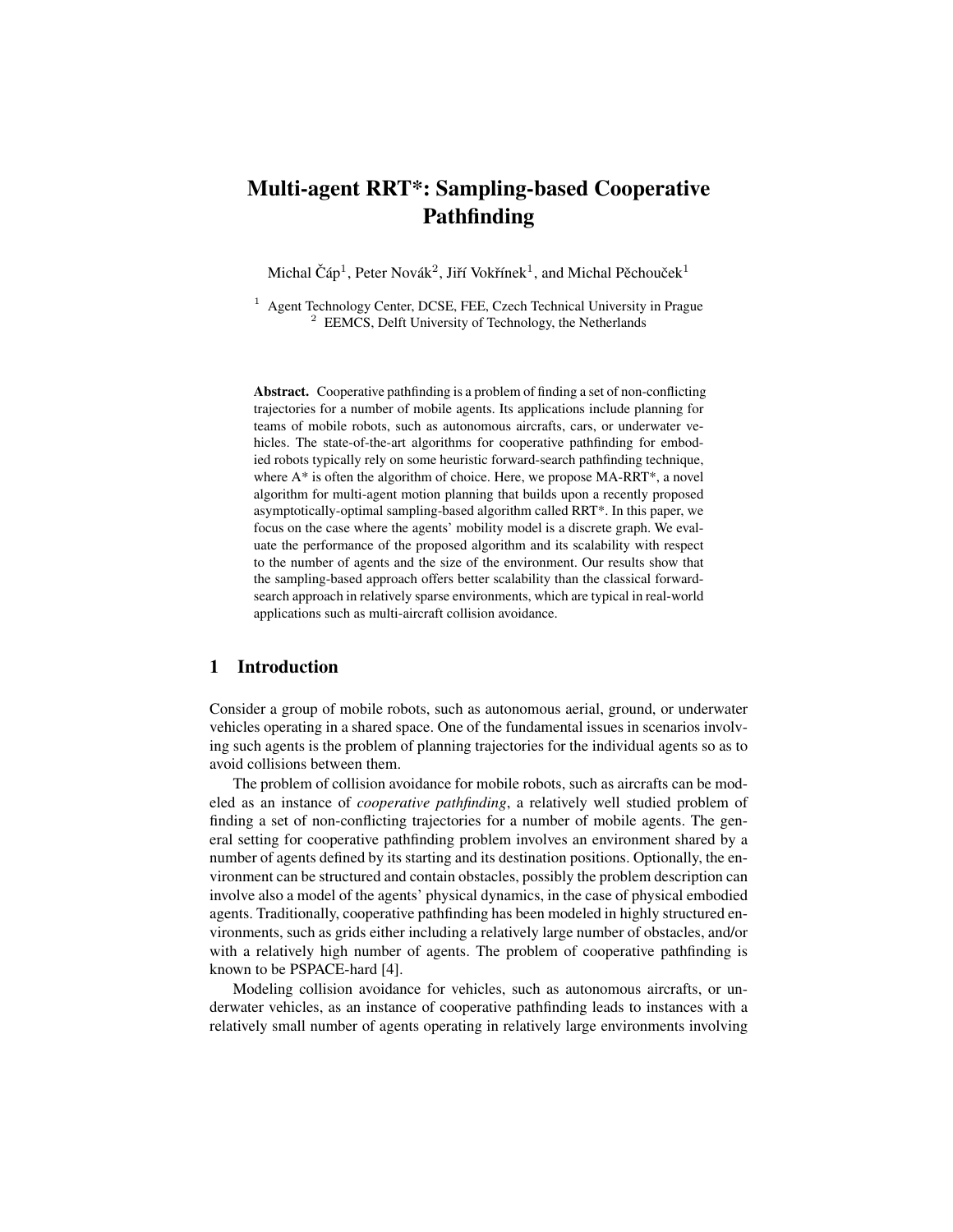# Multi-agent RRT*: Sampling-based Cooperative Pathfinding

Michal Čáp[1], Peter Novák[2], Jiří Vokřínek[1], and Michal Pěchouček[1]

[1] Agent Technology Center, DCSE, FEE, Czech Technical University in Prague
[2] EEMCS, Delft University of Technology, the Netherlands

**Abstract.** Cooperative pathfinding is a problem of finding a set of non-conflicting trajectories for a number of mobile agents. Its applications include planning for teams of mobile robots, such as autonomous aircrafts, cars, or underwater vehicles. The state-of-the-art algorithms for cooperative pathfinding for embodied robots typically rely on some heuristic forward-search pathfinding technique, where A* is often the algorithm of choice. Here, we propose MA-RRT*, a novel algorithm for multi-agent motion planning that builds upon a recently proposed asymptotically-optimal sampling-based algorithm called RRT*. In this paper, we focus on the case where the agents' mobility model is a discrete graph. We evaluate the performance of the proposed algorithm and its scalability with respect to the number of agents and the size of the environment. Our results show that the sampling-based approach offers better scalability than the classical forward-search approach in relatively sparse environments, which are typical in real-world applications such as multi-aircraft collision avoidance.

## 1 Introduction

Consider a group of mobile robots, such as autonomous aerial, ground, or underwater vehicles operating in a shared space. One of the fundamental issues in scenarios involving such agents is the problem of planning trajectories for the individual agents so as to avoid collisions between them.

The problem of collision avoidance for mobile robots, such as aircrafts can be modeled as an instance of *cooperative pathfinding*, a relatively well studied problem of finding a set of non-conflicting trajectories for a number of mobile agents. The general setting for cooperative pathfinding problem involves an environment shared by a number of agents defined by its starting and its destination positions. Optionally, the environment can be structured and contain obstacles, possibly the problem description can involve also a model of the agents' physical dynamics, in the case of physical embodied agents. Traditionally, cooperative pathfinding has been modeled in highly structured environments, such as grids either including a relatively large number of obstacles, and/or with a relatively high number of agents. The problem of cooperative pathfinding is known to be PSPACE-hard [4].

Modeling collision avoidance for vehicles, such as autonomous aircrafts, or underwater vehicles, as an instance of cooperative pathfinding leads to instances with a relatively small number of agents operating in relatively large environments involving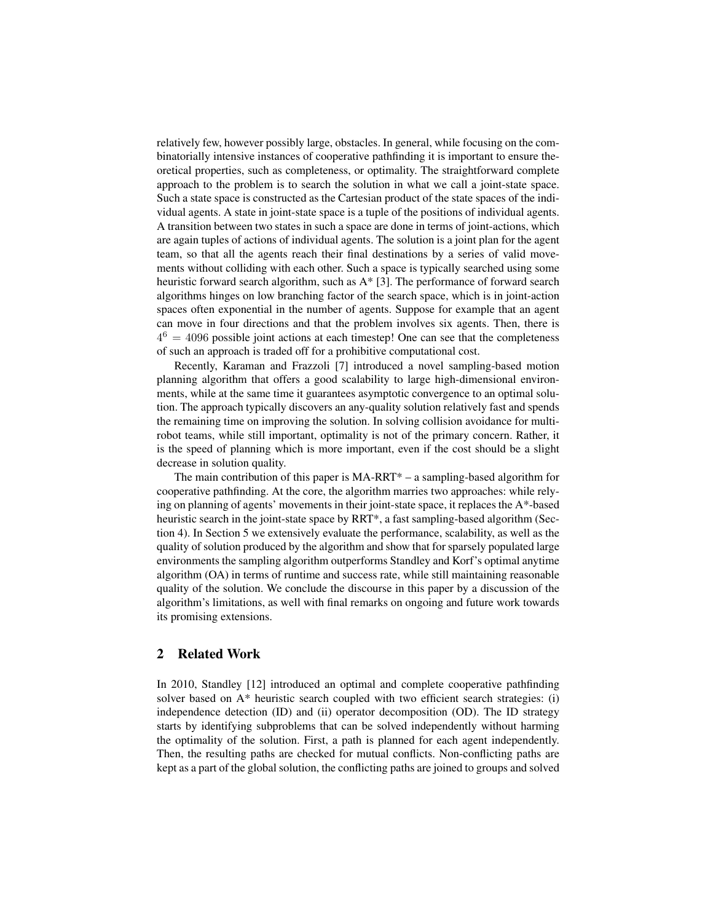relatively few, however possibly large, obstacles. In general, while focusing on the combinatorially intensive instances of cooperative pathfinding it is important to ensure theoretical properties, such as completeness, or optimality. The straightforward complete approach to the problem is to search the solution in what we call a joint-state space. Such a state space is constructed as the Cartesian product of the state spaces of the individual agents. A state in joint-state space is a tuple of the positions of individual agents. A transition between two states in such a space are done in terms of joint-actions, which are again tuples of actions of individual agents. The solution is a joint plan for the agent team, so that all the agents reach their final destinations by a series of valid movements without colliding with each other. Such a space is typically searched using some heuristic forward search algorithm, such as A* [3]. The performance of forward search algorithms hinges on low branching factor of the search space, which is in joint-action spaces often exponential in the number of agents. Suppose for example that an agent can move in four directions and that the problem involves six agents. Then, there is $4^6 = 4096$ possible joint actions at each timestep! One can see that the completeness of such an approach is traded off for a prohibitive computational cost.

Recently, Karaman and Frazzoli [7] introduced a novel sampling-based motion planning algorithm that offers a good scalability to large high-dimensional environments, while at the same time it guarantees asymptotic convergence to an optimal solution. The approach typically discovers an any-quality solution relatively fast and spends the remaining time on improving the solution. In solving collision avoidance for multi-robot teams, while still important, optimality is not of the primary concern. Rather, it is the speed of planning which is more important, even if the cost should be a slight decrease in solution quality.

The main contribution of this paper is MA-RRT* – a sampling-based algorithm for cooperative pathfinding. At the core, the algorithm marries two approaches: while relying on planning of agents' movements in their joint-state space, it replaces the A*-based heuristic search in the joint-state space by RRT*, a fast sampling-based algorithm (Section 4). In Section 5 we extensively evaluate the performance, scalability, as well as the quality of solution produced by the algorithm and show that for sparsely populated large environments the sampling algorithm outperforms Standley and Korf's optimal anytime algorithm (OA) in terms of runtime and success rate, while still maintaining reasonable quality of the solution. We conclude the discourse in this paper by a discussion of the algorithm's limitations, as well with final remarks on ongoing and future work towards its promising extensions.

## 2 Related Work

In 2010, Standley [12] introduced an optimal and complete cooperative pathfinding solver based on A* heuristic search coupled with two efficient search strategies: (i) independence detection (ID) and (ii) operator decomposition (OD). The ID strategy starts by identifying subproblems that can be solved independently without harming the optimality of the solution. First, a path is planned for each agent independently. Then, the resulting paths are checked for mutual conflicts. Non-conflicting paths are kept as a part of the global solution, the conflicting paths are joined to groups and solved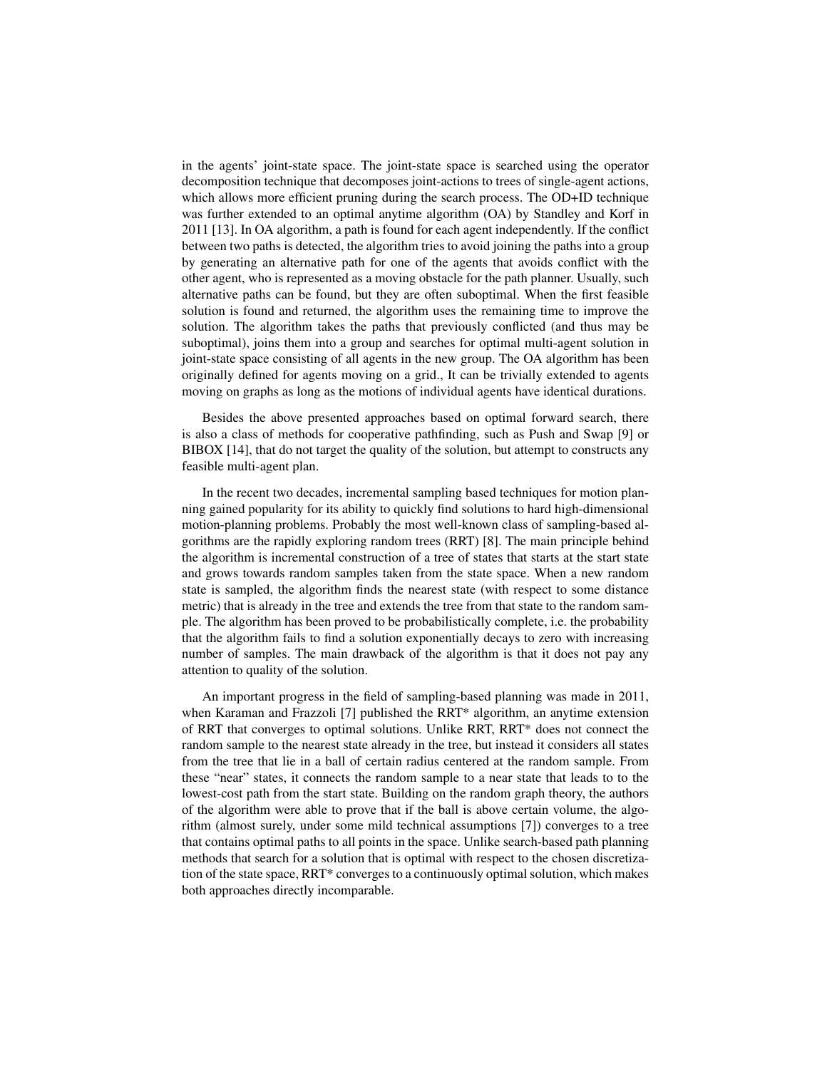in the agents' joint-state space. The joint-state space is searched using the operator decomposition technique that decomposes joint-actions to trees of single-agent actions, which allows more efficient pruning during the search process. The OD+ID technique was further extended to an optimal anytime algorithm (OA) by Standley and Korf in 2011 [13]. In OA algorithm, a path is found for each agent independently. If the conflict between two paths is detected, the algorithm tries to avoid joining the paths into a group by generating an alternative path for one of the agents that avoids conflict with the other agent, who is represented as a moving obstacle for the path planner. Usually, such alternative paths can be found, but they are often suboptimal. When the first feasible solution is found and returned, the algorithm uses the remaining time to improve the solution. The algorithm takes the paths that previously conflicted (and thus may be suboptimal), joins them into a group and searches for optimal multi-agent solution in joint-state space consisting of all agents in the new group. The OA algorithm has been originally defined for agents moving on a grid., It can be trivially extended to agents moving on graphs as long as the motions of individual agents have identical durations.

Besides the above presented approaches based on optimal forward search, there is also a class of methods for cooperative pathfinding, such as Push and Swap [9] or BIBOX [14], that do not target the quality of the solution, but attempt to constructs any feasible multi-agent plan.

In the recent two decades, incremental sampling based techniques for motion planning gained popularity for its ability to quickly find solutions to hard high-dimensional motion-planning problems. Probably the most well-known class of sampling-based algorithms are the rapidly exploring random trees (RRT) [8]. The main principle behind the algorithm is incremental construction of a tree of states that starts at the start state and grows towards random samples taken from the state space. When a new random state is sampled, the algorithm finds the nearest state (with respect to some distance metric) that is already in the tree and extends the tree from that state to the random sample. The algorithm has been proved to be probabilistically complete, i.e. the probability that the algorithm fails to find a solution exponentially decays to zero with increasing number of samples. The main drawback of the algorithm is that it does not pay any attention to quality of the solution.

An important progress in the field of sampling-based planning was made in 2011, when Karaman and Frazzoli [7] published the RRT* algorithm, an anytime extension of RRT that converges to optimal solutions. Unlike RRT, RRT* does not connect the random sample to the nearest state already in the tree, but instead it considers all states from the tree that lie in a ball of certain radius centered at the random sample. From these "near" states, it connects the random sample to a near state that leads to to the lowest-cost path from the start state. Building on the random graph theory, the authors of the algorithm were able to prove that if the ball is above certain volume, the algorithm (almost surely, under some mild technical assumptions [7]) converges to a tree that contains optimal paths to all points in the space. Unlike search-based path planning methods that search for a solution that is optimal with respect to the chosen discretization of the state space, RRT* converges to a continuously optimal solution, which makes both approaches directly incomparable.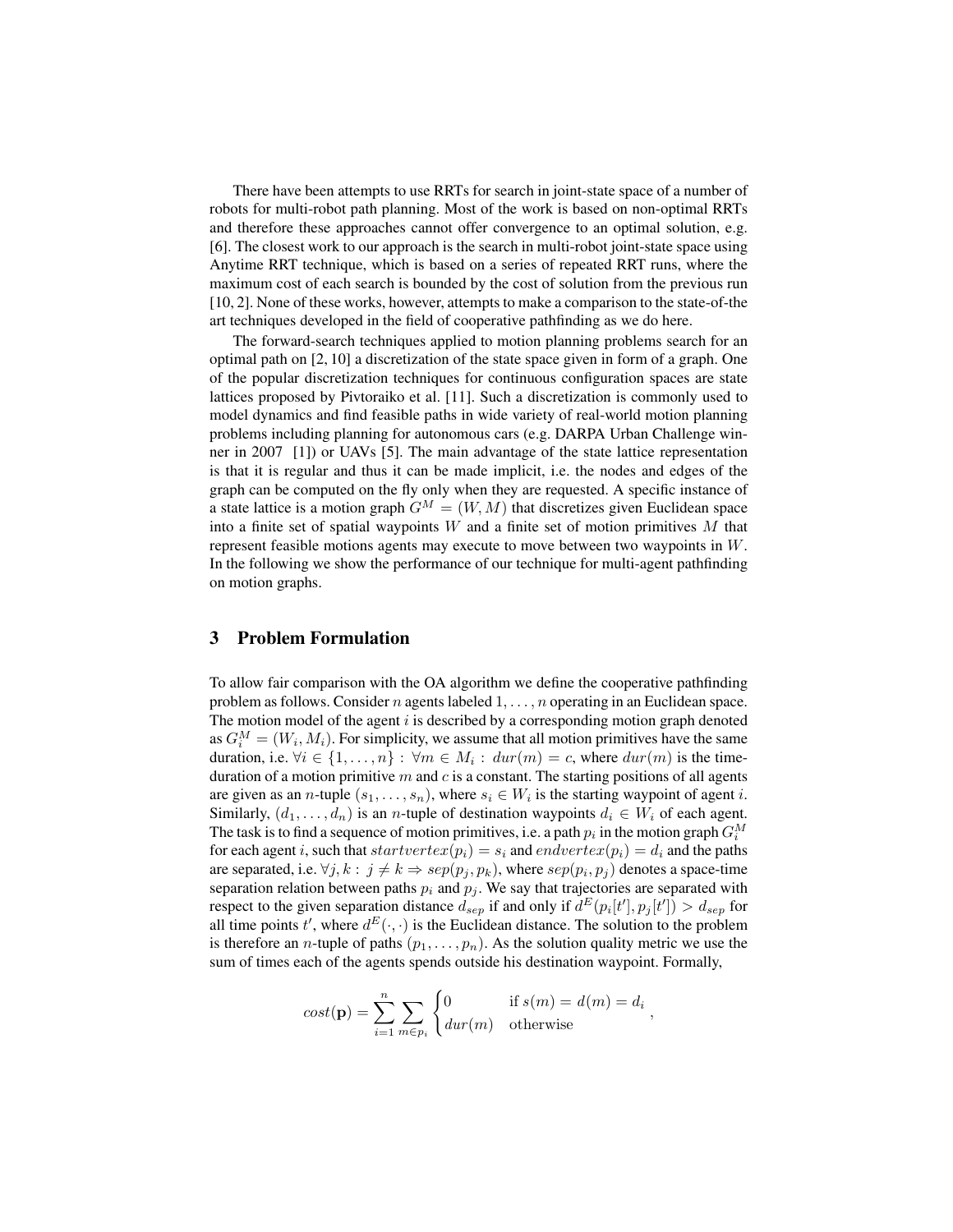There have been attempts to use RRTs for search in joint-state space of a number of robots for multi-robot path planning. Most of the work is based on non-optimal RRTs and therefore these approaches cannot offer convergence to an optimal solution, e.g. [6]. The closest work to our approach is the search in multi-robot joint-state space using Anytime RRT technique, which is based on a series of repeated RRT runs, where the maximum cost of each search is bounded by the cost of solution from the previous run [10, 2]. None of these works, however, attempts to make a comparison to the state-of-the art techniques developed in the field of cooperative pathfinding as we do here.

The forward-search techniques applied to motion planning problems search for an optimal path on [2, 10] a discretization of the state space given in form of a graph. One of the popular discretization techniques for continuous configuration spaces are state lattices proposed by Pivtoraiko et al. [11]. Such a discretization is commonly used to model dynamics and find feasible paths in wide variety of real-world motion planning problems including planning for autonomous cars (e.g. DARPA Urban Challenge winner in 2007 [1]) or UAVs [5]. The main advantage of the state lattice representation is that it is regular and thus it can be made implicit, i.e. the nodes and edges of the graph can be computed on the fly only when they are requested. A specific instance of a state lattice is a motion graph $G^M = (W, M)$ that discretizes given Euclidean space into a finite set of spatial waypoints $W$ and a finite set of motion primitives $M$ that represent feasible motions agents may execute to move between two waypoints in $W$. In the following we show the performance of our technique for multi-agent pathfinding on motion graphs.

## 3 Problem Formulation

To allow fair comparison with the OA algorithm we define the cooperative pathfinding problem as follows. Consider $n$ agents labeled $1, \ldots, n$ operating in an Euclidean space. The motion model of the agent $i$ is described by a corresponding motion graph denoted as $G_i^M = (W_i, M_i)$. For simplicity, we assume that all motion primitives have the same duration, i.e. $\forall i \in \{1, \ldots, n\} : \forall m \in M_i : dur(m) = c$, where $dur(m)$ is the time-duration of a motion primitive $m$ and $c$ is a constant. The starting positions of all agents are given as an $n$-tuple $(s_1, \ldots, s_n)$, where $s_i \in W_i$ is the starting waypoint of agent $i$. Similarly, $(d_1, \ldots, d_n)$ is an $n$-tuple of destination waypoints $d_i \in W_i$ of each agent. The task is to find a sequence of motion primitives, i.e. a path $p_i$ in the motion graph $G_i^M$ for each agent $i$, such that $startvertex(p_i) = s_i$ and $endvertex(p_i) = d_i$ and the paths are separated, i.e. $\forall j, k : j \neq k \Rightarrow sep(p_j, p_k)$, where $sep(p_i, p_j)$ denotes a space-time separation relation between paths $p_i$ and $p_j$. We say that trajectories are separated with respect to the given separation distance $d_{sep}$ if and only if $d^E(p_i[t'], p_j[t']) > d_{sep}$ for all time points $t'$, where $d^E(\cdot, \cdot)$ is the Euclidean distance. The solution to the problem is therefore an $n$-tuple of paths $(p_1, \ldots, p_n)$. As the solution quality metric we use the sum of times each of the agents spends outside his destination waypoint. Formally,

$$cost(\mathbf{p}) = \sum_{i=1}^{n} \sum_{m \in p_i} \begin{cases} 0 & \text{if } s(m) = d(m) = d_i \\ dur(m) & \text{otherwise} \end{cases},$$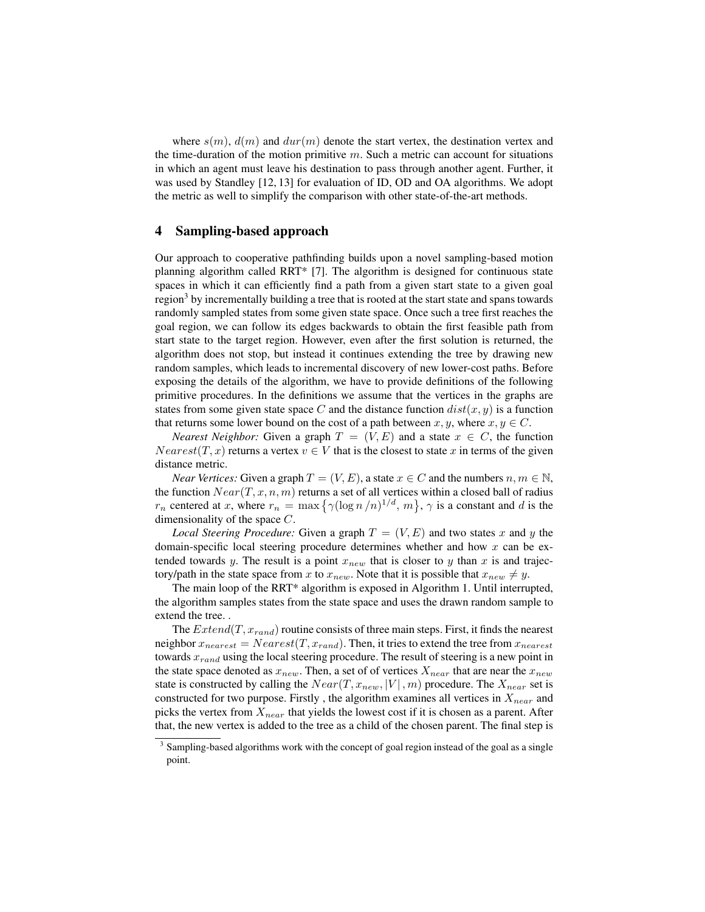where $s(m)$, $d(m)$ and $dur(m)$ denote the start vertex, the destination vertex and the time-duration of the motion primitive $m$. Such a metric can account for situations in which an agent must leave his destination to pass through another agent. Further, it was used by Standley [12, 13] for evaluation of ID, OD and OA algorithms. We adopt the metric as well to simplify the comparison with other state-of-the-art methods.

## 4 Sampling-based approach

Our approach to cooperative pathfinding builds upon a novel sampling-based motion planning algorithm called RRT* [7]. The algorithm is designed for continuous state spaces in which it can efficiently find a path from a given start state to a given goal region[3] by incrementally building a tree that is rooted at the start state and spans towards randomly sampled states from some given state space. Once such a tree first reaches the goal region, we can follow its edges backwards to obtain the first feasible path from start state to the target region. However, even after the first solution is returned, the algorithm does not stop, but instead it continues extending the tree by drawing new random samples, which leads to incremental discovery of new lower-cost paths. Before exposing the details of the algorithm, we have to provide definitions of the following primitive procedures. In the definitions we assume that the vertices in the graphs are states from some given state space $C$ and the distance function $dist(x, y)$ is a function that returns some lower bound on the cost of a path between $x, y$, where $x, y \in C$.

*Nearest Neighbor:* Given a graph $T = (V, E)$ and a state $x \in C$, the function $Nearest(T, x)$ returns a vertex $v \in V$ that is the closest to state $x$ in terms of the given distance metric.

*Near Vertices:* Given a graph $T = (V, E)$, a state $x \in C$ and the numbers $n, m \in \mathbb{N}$, the function $Near(T, x, n, m)$ returns a set of all vertices within a closed ball of radius $r_n$ centered at $x$, where $r_n = \max\left\{\gamma(\log n / n)^{1/d},\, m\right\}$, $\gamma$ is a constant and $d$ is the dimensionality of the space $C$.

*Local Steering Procedure:* Given a graph $T = (V, E)$ and two states $x$ and $y$ the domain-specific local steering procedure determines whether and how $x$ can be extended towards $y$. The result is a point $x_{new}$ that is closer to $y$ than $x$ is and trajectory/path in the state space from $x$ to $x_{new}$. Note that it is possible that $x_{new} \neq y$.

The main loop of the RRT* algorithm is exposed in Algorithm 1. Until interrupted, the algorithm samples states from the state space and uses the drawn random sample to extend the tree. .

The $Extend(T, x_{rand})$ routine consists of three main steps. First, it finds the nearest neighbor $x_{nearest} = Nearest(T, x_{rand})$. Then, it tries to extend the tree from $x_{nearest}$ towards $x_{rand}$ using the local steering procedure. The result of steering is a new point in the state space denoted as $x_{new}$. Then, a set of of vertices $X_{near}$ that are near the $x_{new}$ state is constructed by calling the $Near(T, x_{new}, |V|, m)$ procedure. The $X_{near}$ set is constructed for two purpose. Firstly , the algorithm examines all vertices in $X_{near}$ and picks the vertex from $X_{near}$ that yields the lowest cost if it is chosen as a parent. After that, the new vertex is added to the tree as a child of the chosen parent. The final step is

[3] Sampling-based algorithms work with the concept of goal region instead of the goal as a single point.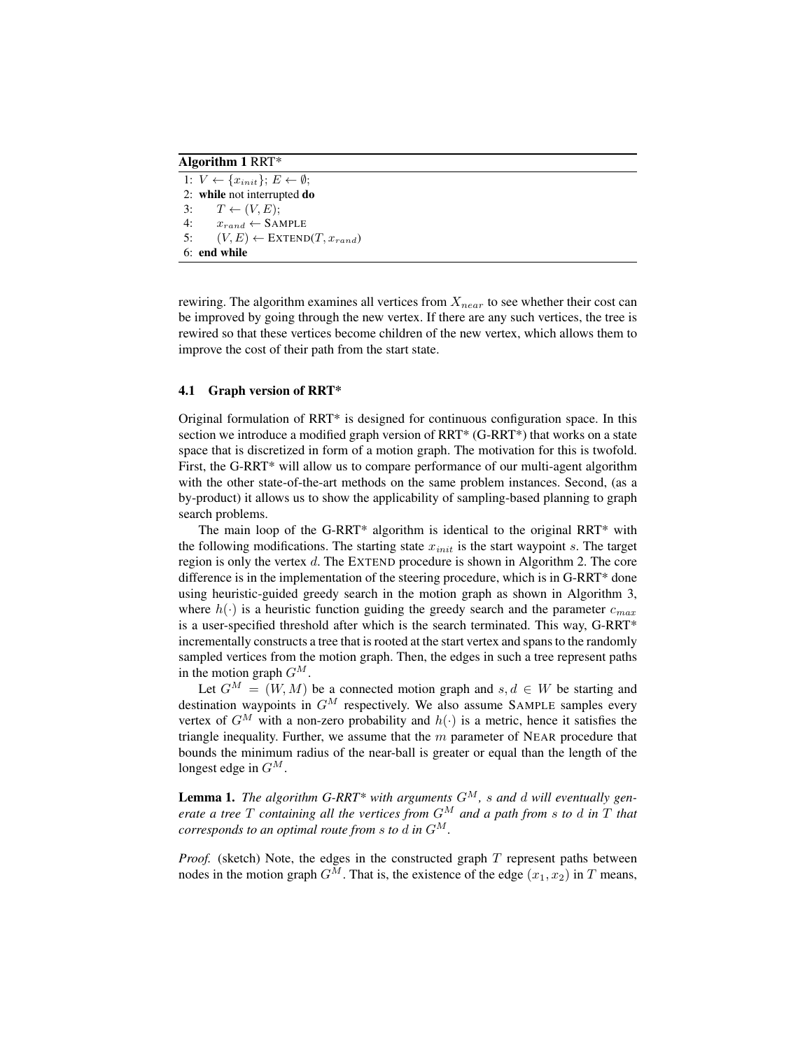**Algorithm 1** RRT*

```
1: V ← {x_init}; E ← ∅;
2: while not interrupted do
3:     T ← (V, E);
4:     x_rand ← SAMPLE
5:     (V, E) ← EXTEND(T, x_rand)
6: end while
```

rewiring. The algorithm examines all vertices from $X_{near}$ to see whether their cost can be improved by going through the new vertex. If there are any such vertices, the tree is rewired so that these vertices become children of the new vertex, which allows them to improve the cost of their path from the start state.

### 4.1 Graph version of RRT*

Original formulation of RRT* is designed for continuous configuration space. In this section we introduce a modified graph version of RRT* (G-RRT*) that works on a state space that is discretized in form of a motion graph. The motivation for this is twofold. First, the G-RRT* will allow us to compare performance of our multi-agent algorithm with the other state-of-the-art methods on the same problem instances. Second, (as a by-product) it allows us to show the applicability of sampling-based planning to graph search problems.

The main loop of the G-RRT* algorithm is identical to the original RRT* with the following modifications. The starting state $x_{init}$ is the start waypoint $s$. The target region is only the vertex $d$. The EXTEND procedure is shown in Algorithm 2. The core difference is in the implementation of the steering procedure, which is in G-RRT* done using heuristic-guided greedy search in the motion graph as shown in Algorithm 3, where $h(\cdot)$ is a heuristic function guiding the greedy search and the parameter $c_{max}$ is a user-specified threshold after which is the search terminated. This way, G-RRT* incrementally constructs a tree that is rooted at the start vertex and spans to the randomly sampled vertices from the motion graph. Then, the edges in such a tree represent paths in the motion graph $G^M$.

Let $G^M = (W, M)$ be a connected motion graph and $s, d \in W$ be starting and destination waypoints in $G^M$ respectively. We also assume SAMPLE samples every vertex of $G^M$ with a non-zero probability and $h(\cdot)$ is a metric, hence it satisfies the triangle inequality. Further, we assume that the $m$ parameter of NEAR procedure that bounds the minimum radius of the near-ball is greater or equal than the length of the longest edge in $G^M$.

**Lemma 1.** *The algorithm G-RRT* with arguments $G^M$, $s$ and $d$ will eventually generate a tree $T$ containing all the vertices from $G^M$ and a path from $s$ to $d$ in $T$ that corresponds to an optimal route from $s$ to $d$ in $G^M$.*

*Proof.* (sketch) Note, the edges in the constructed graph $T$ represent paths between nodes in the motion graph $G^M$. That is, the existence of the edge $(x_1, x_2)$ in $T$ means,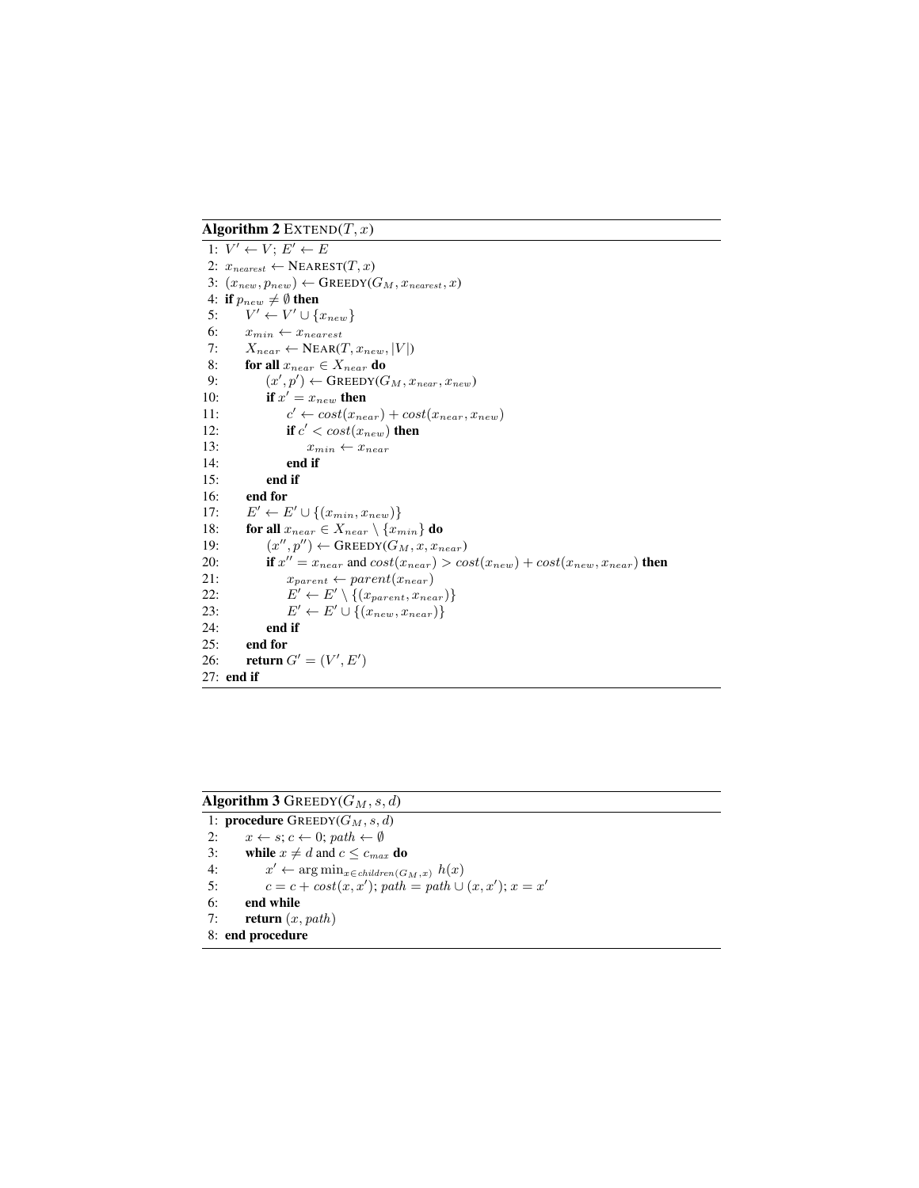**Algorithm 2** EXTEND($T, x$)

1: $V' \leftarrow V$; $E' \leftarrow E$
2: $x_{nearest} \leftarrow$ NEAREST($T, x$)
3: $(x_{new}, p_{new}) \leftarrow$ GREEDY($G_M, x_{nearest}, x$)
4: **if** $p_{new} \neq \emptyset$ **then**
5: $\quad V' \leftarrow V' \cup \{x_{new}\}$
6: $\quad x_{min} \leftarrow x_{nearest}$
7: $\quad X_{near} \leftarrow$ NEAR($T, x_{new}, |V|$)
8: $\quad$ **for all** $x_{near} \in X_{near}$ **do**
9: $\quad\quad (x', p') \leftarrow$ GREEDY($G_M, x_{near}, x_{new}$)
10: $\quad\quad$ **if** $x' = x_{new}$ **then**
11: $\quad\quad\quad c' \leftarrow cost(x_{near}) + cost(x_{near}, x_{new})$
12: $\quad\quad\quad$ **if** $c' < cost(x_{new})$ **then**
13: $\quad\quad\quad\quad x_{min} \leftarrow x_{near}$
14: $\quad\quad\quad$ **end if**
15: $\quad\quad$ **end if**
16: $\quad$ **end for**
17: $\quad E' \leftarrow E' \cup \{(x_{min}, x_{new})\}$
18: $\quad$ **for all** $x_{near} \in X_{near} \setminus \{x_{min}\}$ **do**
19: $\quad\quad (x'', p'') \leftarrow$ GREEDY($G_M, x, x_{near}$)
20: $\quad\quad$ **if** $x'' = x_{near}$ and $cost(x_{near}) > cost(x_{new}) + cost(x_{new}, x_{near})$ **then**
21: $\quad\quad\quad x_{parent} \leftarrow parent(x_{near})$
22: $\quad\quad\quad E' \leftarrow E' \setminus \{(x_{parent}, x_{near})\}$
23: $\quad\quad\quad E' \leftarrow E' \cup \{(x_{new}, x_{near})\}$
24: $\quad\quad$ **end if**
25: $\quad$ **end for**
26: $\quad$ **return** $G' = (V', E')$
27: **end if**

**Algorithm 3** GREEDY($G_M, s, d$)

1: **procedure** GREEDY($G_M, s, d$)
2: $\quad x \leftarrow s$; $c \leftarrow 0$; $path \leftarrow \emptyset$
3: $\quad$ **while** $x \neq d$ and $c \leq c_{max}$ **do**
4: $\quad\quad x' \leftarrow \arg\min_{x \in children(G_M, x)} h(x)$
5: $\quad\quad c = c + cost(x, x')$; $path = path \cup (x, x')$; $x = x'$
6: $\quad$ **end while**
7: $\quad$ **return** $(x, path)$
8: **end procedure**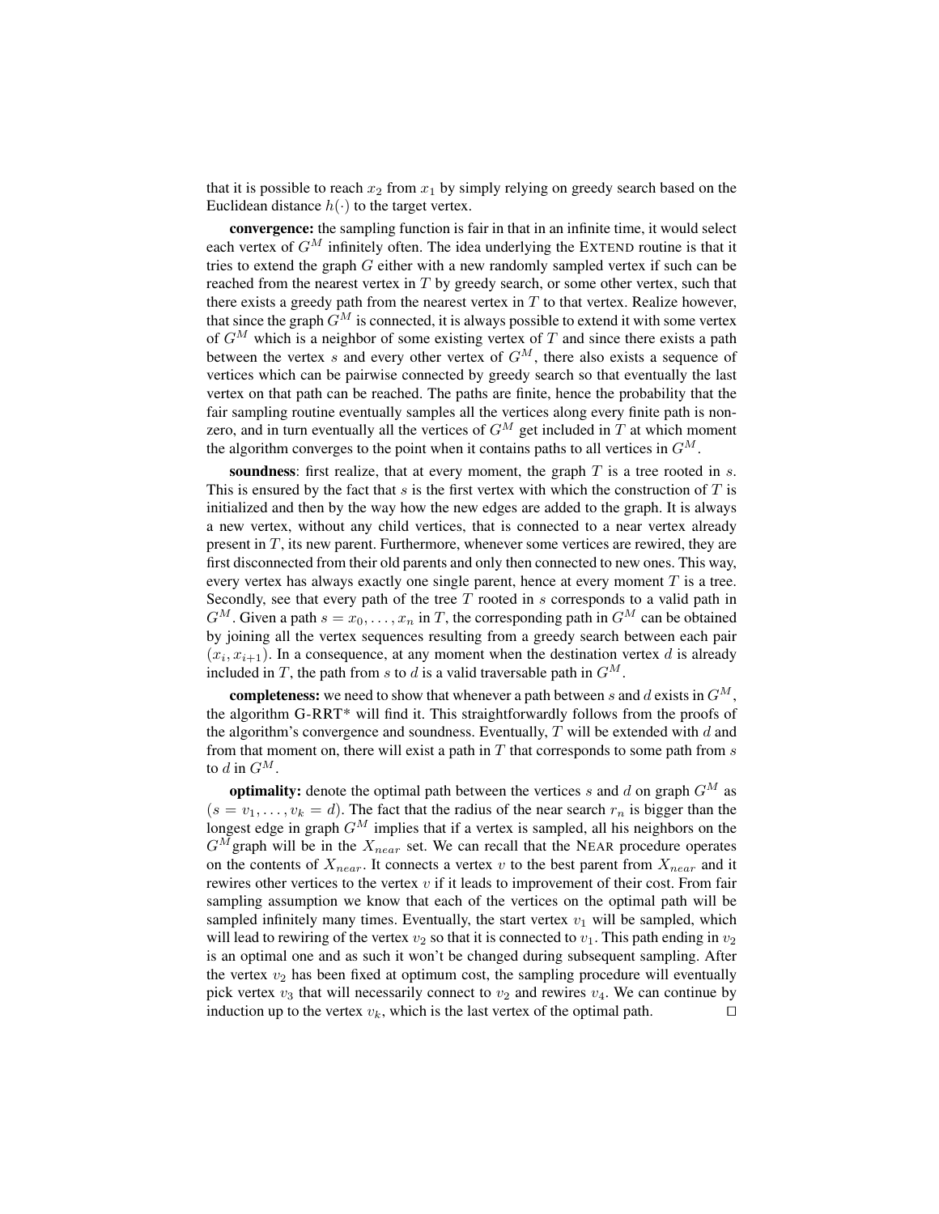that it is possible to reach $x_2$ from $x_1$ by simply relying on greedy search based on the Euclidean distance $h(\cdot)$ to the target vertex.

**convergence:** the sampling function is fair in that in an infinite time, it would select each vertex of $G^M$ infinitely often. The idea underlying the EXTEND routine is that it tries to extend the graph $G$ either with a new randomly sampled vertex if such can be reached from the nearest vertex in $T$ by greedy search, or some other vertex, such that there exists a greedy path from the nearest vertex in $T$ to that vertex. Realize however, that since the graph $G^M$ is connected, it is always possible to extend it with some vertex of $G^M$ which is a neighbor of some existing vertex of $T$ and since there exists a path between the vertex $s$ and every other vertex of $G^M$, there also exists a sequence of vertices which can be pairwise connected by greedy search so that eventually the last vertex on that path can be reached. The paths are finite, hence the probability that the fair sampling routine eventually samples all the vertices along every finite path is non-zero, and in turn eventually all the vertices of $G^M$ get included in $T$ at which moment the algorithm converges to the point when it contains paths to all vertices in $G^M$.

**soundness**: first realize, that at every moment, the graph $T$ is a tree rooted in $s$. This is ensured by the fact that $s$ is the first vertex with which the construction of $T$ is initialized and then by the way how the new edges are added to the graph. It is always a new vertex, without any child vertices, that is connected to a near vertex already present in $T$, its new parent. Furthermore, whenever some vertices are rewired, they are first disconnected from their old parents and only then connected to new ones. This way, every vertex has always exactly one single parent, hence at every moment $T$ is a tree. Secondly, see that every path of the tree $T$ rooted in $s$ corresponds to a valid path in $G^M$. Given a path $s = x_0, \ldots, x_n$ in $T$, the corresponding path in $G^M$ can be obtained by joining all the vertex sequences resulting from a greedy search between each pair $(x_i, x_{i+1})$. In a consequence, at any moment when the destination vertex $d$ is already included in $T$, the path from $s$ to $d$ is a valid traversable path in $G^M$.

**completeness:** we need to show that whenever a path between $s$ and $d$ exists in $G^M$, the algorithm G-RRT* will find it. This straightforwardly follows from the proofs of the algorithm's convergence and soundness. Eventually, $T$ will be extended with $d$ and from that moment on, there will exist a path in $T$ that corresponds to some path from $s$ to $d$ in $G^M$.

**optimality:** denote the optimal path between the vertices $s$ and $d$ on graph $G^M$ as $(s = v_1, \ldots, v_k = d)$. The fact that the radius of the near search $r_n$ is bigger than the longest edge in graph $G^M$ implies that if a vertex is sampled, all his neighbors on the $G^M$graph will be in the $X_{near}$ set. We can recall that the NEAR procedure operates on the contents of $X_{near}$. It connects a vertex $v$ to the best parent from $X_{near}$ and it rewires other vertices to the vertex $v$ if it leads to improvement of their cost. From fair sampling assumption we know that each of the vertices on the optimal path will be sampled infinitely many times. Eventually, the start vertex $v_1$ will be sampled, which will lead to rewiring of the vertex $v_2$ so that it is connected to $v_1$. This path ending in $v_2$ is an optimal one and as such it won't be changed during subsequent sampling. After the vertex $v_2$ has been fixed at optimum cost, the sampling procedure will eventually pick vertex $v_3$ that will necessarily connect to $v_2$ and rewires $v_4$. We can continue by induction up to the vertex $v_k$, which is the last vertex of the optimal path. ◻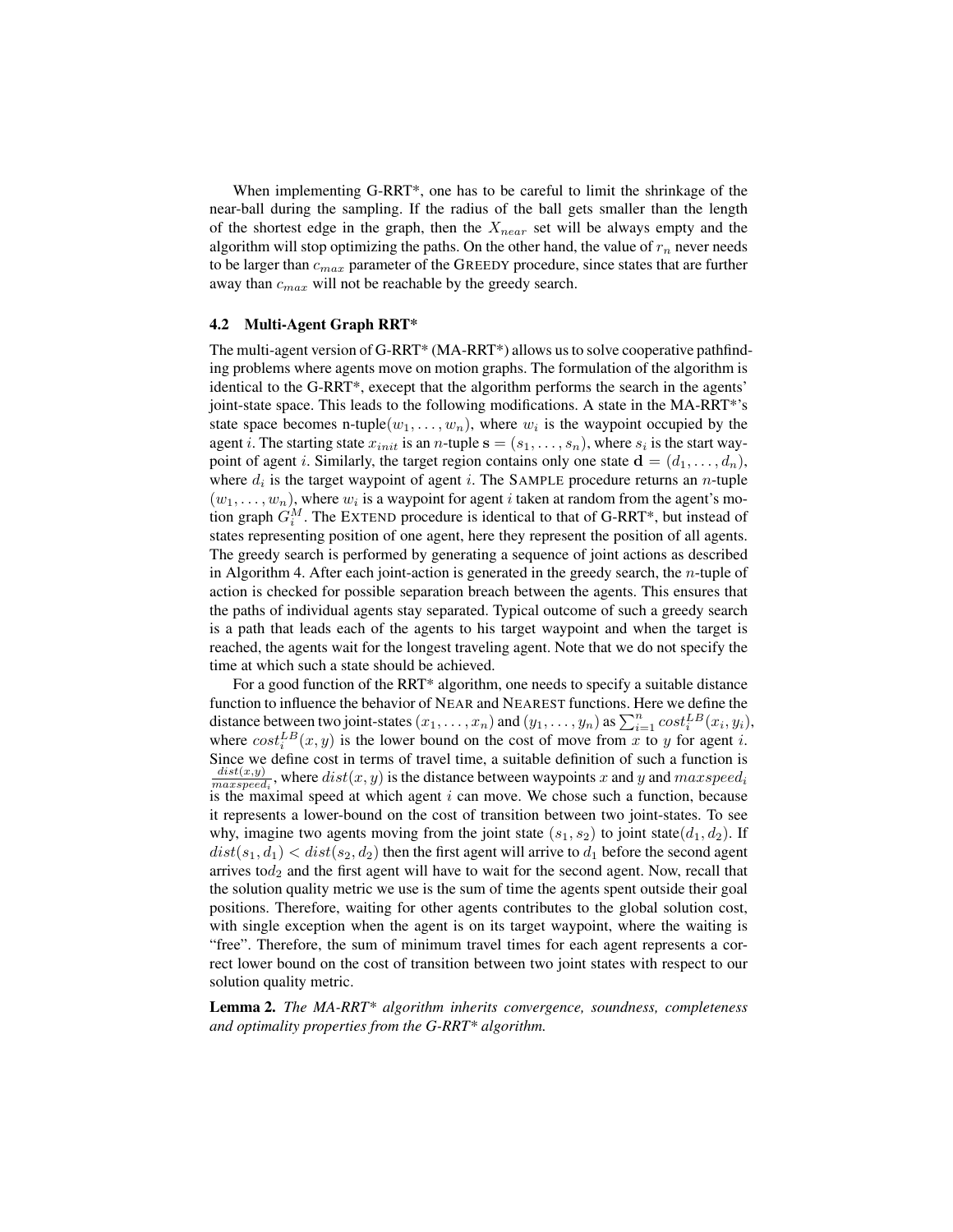When implementing G-RRT*, one has to be careful to limit the shrinkage of the near-ball during the sampling. If the radius of the ball gets smaller than the length of the shortest edge in the graph, then the $X_{near}$ set will be always empty and the algorithm will stop optimizing the paths. On the other hand, the value of $r_n$ never needs to be larger than $c_{max}$ parameter of the GREEDY procedure, since states that are further away than $c_{max}$ will not be reachable by the greedy search.

### 4.2 Multi-Agent Graph RRT*

The multi-agent version of G-RRT* (MA-RRT*) allows us to solve cooperative pathfinding problems where agents move on motion graphs. The formulation of the algorithm is identical to the G-RRT*, execept that the algorithm performs the search in the agents' joint-state space. This leads to the following modifications. A state in the MA-RRT*'s state space becomes n-tuple$(w_1, \ldots, w_n)$, where $w_i$ is the waypoint occupied by the agent $i$. The starting state $x_{init}$ is an $n$-tuple $\mathbf{s} = (s_1, \ldots, s_n)$, where $s_i$ is the start waypoint of agent $i$. Similarly, the target region contains only one state $\mathbf{d} = (d_1, \ldots, d_n)$, where $d_i$ is the target waypoint of agent $i$. The SAMPLE procedure returns an $n$-tuple $(w_1, \ldots, w_n)$, where $w_i$ is a waypoint for agent $i$ taken at random from the agent's motion graph $G_i^M$. The EXTEND procedure is identical to that of G-RRT*, but instead of states representing position of one agent, here they represent the position of all agents. The greedy search is performed by generating a sequence of joint actions as described in Algorithm 4. After each joint-action is generated in the greedy search, the $n$-tuple of action is checked for possible separation breach between the agents. This ensures that the paths of individual agents stay separated. Typical outcome of such a greedy search is a path that leads each of the agents to his target waypoint and when the target is reached, the agents wait for the longest traveling agent. Note that we do not specify the time at which such a state should be achieved.

For a good function of the RRT* algorithm, one needs to specify a suitable distance function to influence the behavior of NEAR and NEAREST functions. Here we define the distance between two joint-states $(x_1, \ldots, x_n)$ and $(y_1, \ldots, y_n)$ as $\sum_{i=1}^{n} cost_i^{LB}(x_i, y_i)$, where $cost_i^{LB}(x, y)$ is the lower bound on the cost of move from $x$ to $y$ for agent $i$. Since we define cost in terms of travel time, a suitable definition of such a function is $\frac{dist(x,y)}{maxspeed_i}$, where $dist(x, y)$ is the distance between waypoints $x$ and $y$ and $maxspeed_i$ is the maximal speed at which agent $i$ can move. We chose such a function, because it represents a lower-bound on the cost of transition between two joint-states. To see why, imagine two agents moving from the joint state $(s_1, s_2)$ to joint state$(d_1, d_2)$. If $dist(s_1, d_1) < dist(s_2, d_2)$ then the first agent will arrive to $d_1$ before the second agent arrives to$d_2$ and the first agent will have to wait for the second agent. Now, recall that the solution quality metric we use is the sum of time the agents spent outside their goal positions. Therefore, waiting for other agents contributes to the global solution cost, with single exception when the agent is on its target waypoint, where the waiting is "free". Therefore, the sum of minimum travel times for each agent represents a correct lower bound on the cost of transition between two joint states with respect to our solution quality metric.

**Lemma 2.** *The MA-RRT* algorithm inherits convergence, soundness, completeness and optimality properties from the G-RRT* algorithm.*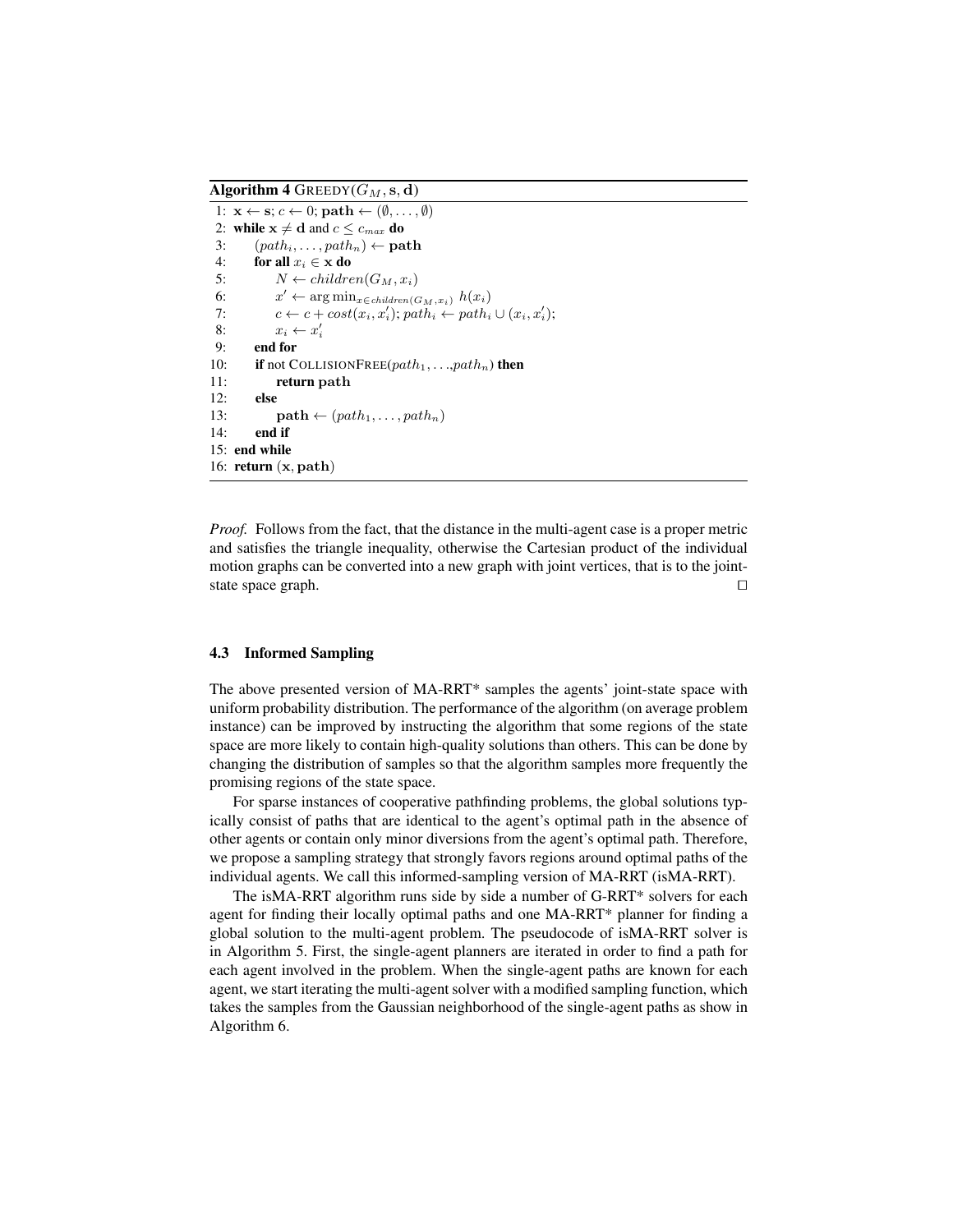**Algorithm 4** GREEDY($G_M, \mathbf{s}, \mathbf{d}$)

```
1: x ← s; c ← 0; path ← (∅, ..., ∅)
2: while x ≠ d and c ≤ c_max do
3:     (path_1, ..., path_n) ← path
4:     for all x_i ∈ x do
5:         N ← children(G_M, x_i)
6:         x' ← arg min_{x ∈ children(G_M, x_i)} h(x_i)
7:         c ← c + cost(x_i, x'_i); path_i ← path_i ∪ (x_i, x'_i);
8:         x_i ← x'_i
9:     end for
10:    if not COLLISIONFREE(path_1, ..., path_n) then
11:        return path
12:    else
13:        path ← (path_1, ..., path_n)
14:    end if
15: end while
16: return (x, path)
```

*Proof.* Follows from the fact, that the distance in the multi-agent case is a proper metric and satisfies the triangle inequality, otherwise the Cartesian product of the individual motion graphs can be converted into a new graph with joint vertices, that is to the joint-state space graph. □

### 4.3 Informed Sampling

The above presented version of MA-RRT* samples the agents' joint-state space with uniform probability distribution. The performance of the algorithm (on average problem instance) can be improved by instructing the algorithm that some regions of the state space are more likely to contain high-quality solutions than others. This can be done by changing the distribution of samples so that the algorithm samples more frequently the promising regions of the state space.

For sparse instances of cooperative pathfinding problems, the global solutions typically consist of paths that are identical to the agent's optimal path in the absence of other agents or contain only minor diversions from the agent's optimal path. Therefore, we propose a sampling strategy that strongly favors regions around optimal paths of the individual agents. We call this informed-sampling version of MA-RRT (isMA-RRT).

The isMA-RRT algorithm runs side by side a number of G-RRT* solvers for each agent for finding their locally optimal paths and one MA-RRT* planner for finding a global solution to the multi-agent problem. The pseudocode of isMA-RRT solver is in Algorithm 5. First, the single-agent planners are iterated in order to find a path for each agent involved in the problem. When the single-agent paths are known for each agent, we start iterating the multi-agent solver with a modified sampling function, which takes the samples from the Gaussian neighborhood of the single-agent paths as show in Algorithm 6.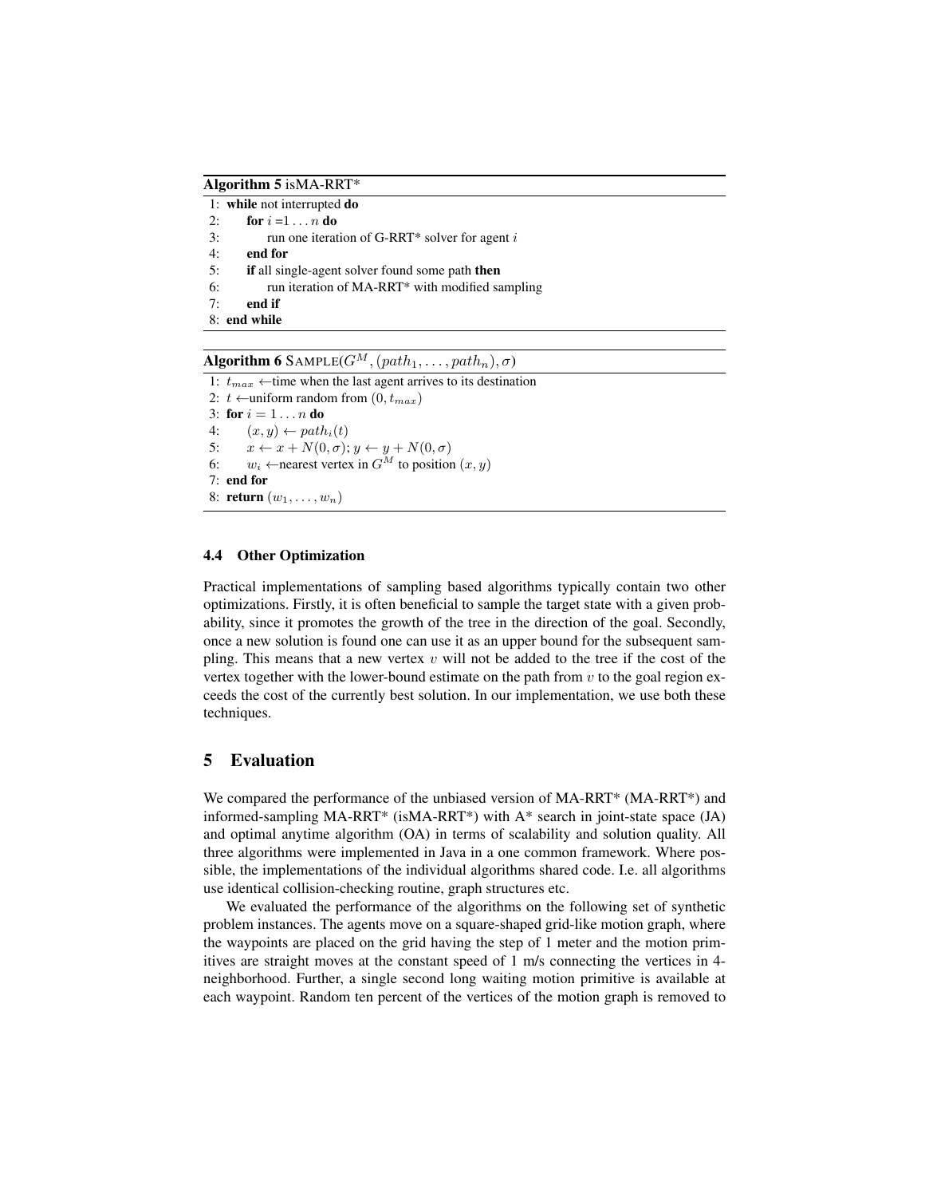**Algorithm 5** isMA-RRT*

```
1: while not interrupted do
2:     for i =1 ... n do
3:         run one iteration of G-RRT* solver for agent i
4:     end for
5:     if all single-agent solver found some path then
6:         run iteration of MA-RRT* with modified sampling
7:     end if
8: end while
```

**Algorithm 6** SAMPLE($G^M, (path_1, \ldots, path_n), \sigma$)

```
1: t_max ← time when the last agent arrives to its destination
2: t ← uniform random from (0, t_max)
3: for i = 1 ... n do
4:     (x, y) ← path_i(t)
5:     x ← x + N(0, σ); y ← y + N(0, σ)
6:     w_i ← nearest vertex in G^M to position (x, y)
7: end for
8: return (w_1, ..., w_n)
```

### 4.4 Other Optimization

Practical implementations of sampling based algorithms typically contain two other optimizations. Firstly, it is often beneficial to sample the target state with a given probability, since it promotes the growth of the tree in the direction of the goal. Secondly, once a new solution is found one can use it as an upper bound for the subsequent sampling. This means that a new vertex $v$ will not be added to the tree if the cost of the vertex together with the lower-bound estimate on the path from $v$ to the goal region exceeds the cost of the currently best solution. In our implementation, we use both these techniques.

## 5 Evaluation

We compared the performance of the unbiased version of MA-RRT* (MA-RRT*) and informed-sampling MA-RRT* (isMA-RRT*) with A* search in joint-state space (JA) and optimal anytime algorithm (OA) in terms of scalability and solution quality. All three algorithms were implemented in Java in a one common framework. Where possible, the implementations of the individual algorithms shared code. I.e. all algorithms use identical collision-checking routine, graph structures etc.

We evaluated the performance of the algorithms on the following set of synthetic problem instances. The agents move on a square-shaped grid-like motion graph, where the waypoints are placed on the grid having the step of 1 meter and the motion primitives are straight moves at the constant speed of 1 m/s connecting the vertices in 4-neighborhood. Further, a single second long waiting motion primitive is available at each waypoint. Random ten percent of the vertices of the motion graph is removed to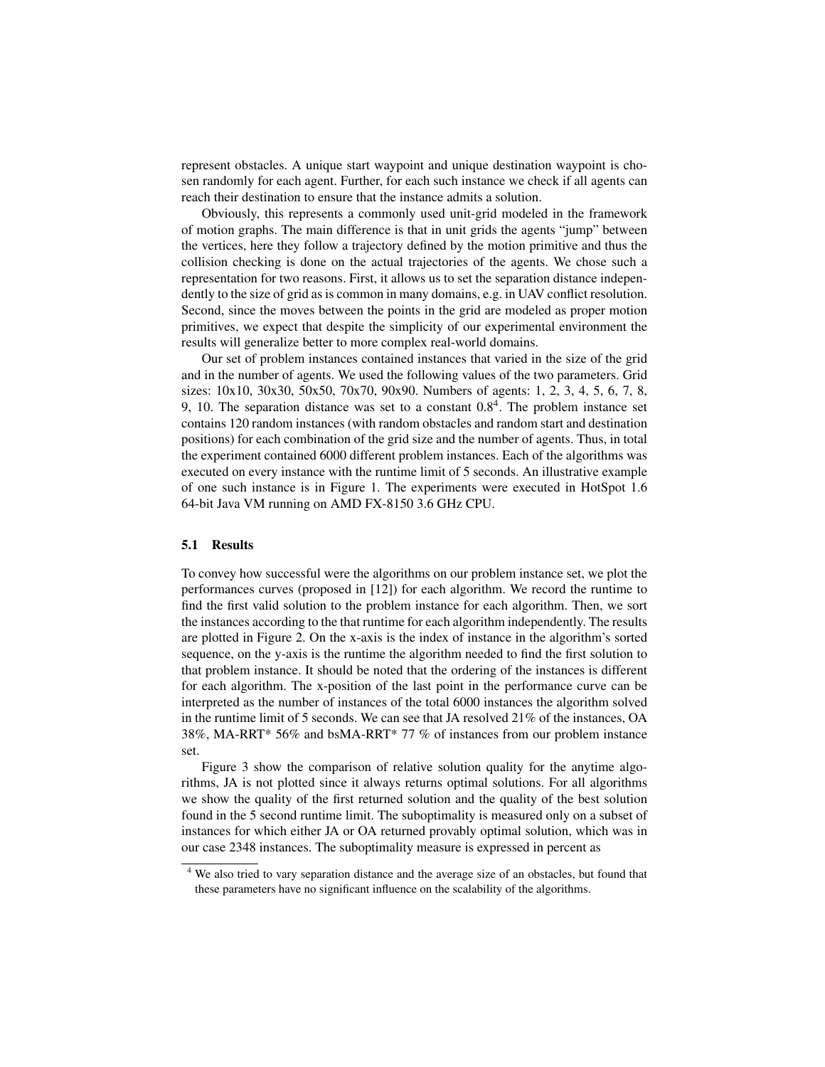represent obstacles. A unique start waypoint and unique destination waypoint is chosen randomly for each agent. Further, for each such instance we check if all agents can reach their destination to ensure that the instance admits a solution.

Obviously, this represents a commonly used unit-grid modeled in the framework of motion graphs. The main difference is that in unit grids the agents "jump" between the vertices, here they follow a trajectory defined by the motion primitive and thus the collision checking is done on the actual trajectories of the agents. We chose such a representation for two reasons. First, it allows us to set the separation distance independently to the size of grid as is common in many domains, e.g. in UAV conflict resolution. Second, since the moves between the points in the grid are modeled as proper motion primitives, we expect that despite the simplicity of our experimental environment the results will generalize better to more complex real-world domains.

Our set of problem instances contained instances that varied in the size of the grid and in the number of agents. We used the following values of the two parameters. Grid sizes: 10x10, 30x30, 50x50, 70x70, 90x90. Numbers of agents: 1, 2, 3, 4, 5, 6, 7, 8, 9, 10. The separation distance was set to a constant 0.8[4]. The problem instance set contains 120 random instances (with random obstacles and random start and destination positions) for each combination of the grid size and the number of agents. Thus, in total the experiment contained 6000 different problem instances. Each of the algorithms was executed on every instance with the runtime limit of 5 seconds. An illustrative example of one such instance is in Figure 1. The experiments were executed in HotSpot 1.6 64-bit Java VM running on AMD FX-8150 3.6 GHz CPU.

### 5.1 Results

To convey how successful were the algorithms on our problem instance set, we plot the performances curves (proposed in [12]) for each algorithm. We record the runtime to find the first valid solution to the problem instance for each algorithm. Then, we sort the instances according to the that runtime for each algorithm independently. The results are plotted in Figure 2. On the x-axis is the index of instance in the algorithm's sorted sequence, on the y-axis is the runtime the algorithm needed to find the first solution to that problem instance. It should be noted that the ordering of the instances is different for each algorithm. The x-position of the last point in the performance curve can be interpreted as the number of instances of the total 6000 instances the algorithm solved in the runtime limit of 5 seconds. We can see that JA resolved 21% of the instances, OA 38%, MA-RRT* 56% and bsMA-RRT* 77 % of instances from our problem instance set.

Figure 3 show the comparison of relative solution quality for the anytime algorithms, JA is not plotted since it always returns optimal solutions. For all algorithms we show the quality of the first returned solution and the quality of the best solution found in the 5 second runtime limit. The suboptimality is measured only on a subset of instances for which either JA or OA returned provably optimal solution, which was in our case 2348 instances. The suboptimality measure is expressed in percent as

[4] We also tried to vary separation distance and the average size of an obstacles, but found that these parameters have no significant influence on the scalability of the algorithms.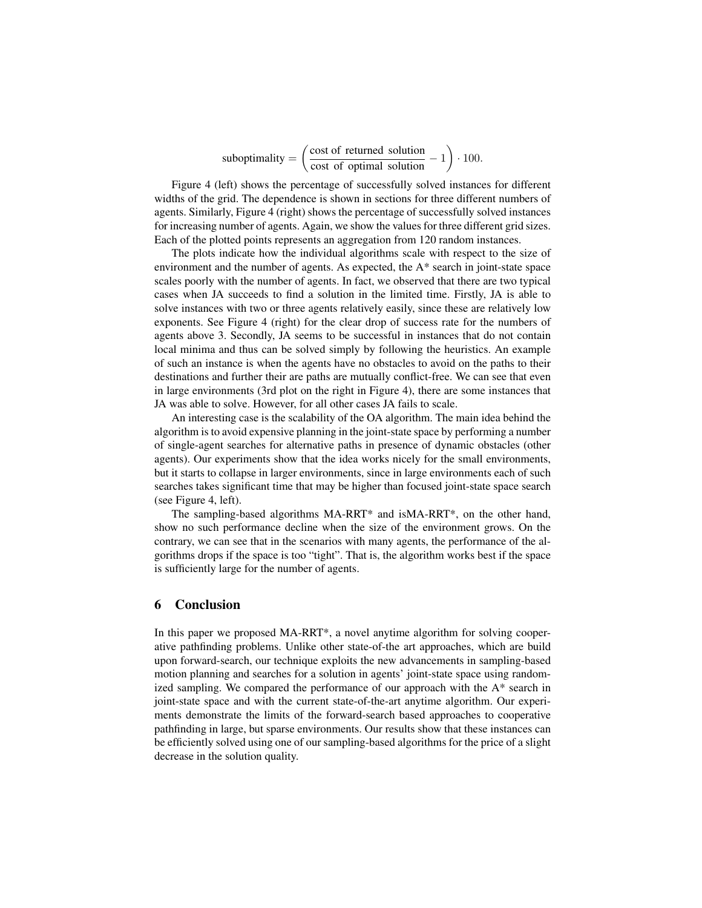$$\text{suboptimality} = \left( \frac{\text{cost of returned solution}}{\text{cost of optimal solution}} - 1 \right) \cdot 100.$$

Figure 4 (left) shows the percentage of successfully solved instances for different widths of the grid. The dependence is shown in sections for three different numbers of agents. Similarly, Figure 4 (right) shows the percentage of successfully solved instances for increasing number of agents. Again, we show the values for three different grid sizes. Each of the plotted points represents an aggregation from 120 random instances.

The plots indicate how the individual algorithms scale with respect to the size of environment and the number of agents. As expected, the A* search in joint-state space scales poorly with the number of agents. In fact, we observed that there are two typical cases when JA succeeds to find a solution in the limited time. Firstly, JA is able to solve instances with two or three agents relatively easily, since these are relatively low exponents. See Figure 4 (right) for the clear drop of success rate for the numbers of agents above 3. Secondly, JA seems to be successful in instances that do not contain local minima and thus can be solved simply by following the heuristics. An example of such an instance is when the agents have no obstacles to avoid on the paths to their destinations and further their are paths are mutually conflict-free. We can see that even in large environments (3rd plot on the right in Figure 4), there are some instances that JA was able to solve. However, for all other cases JA fails to scale.

An interesting case is the scalability of the OA algorithm. The main idea behind the algorithm is to avoid expensive planning in the joint-state space by performing a number of single-agent searches for alternative paths in presence of dynamic obstacles (other agents). Our experiments show that the idea works nicely for the small environments, but it starts to collapse in larger environments, since in large environments each of such searches takes significant time that may be higher than focused joint-state space search (see Figure 4, left).

The sampling-based algorithms MA-RRT* and isMA-RRT*, on the other hand, show no such performance decline when the size of the environment grows. On the contrary, we can see that in the scenarios with many agents, the performance of the algorithms drops if the space is too "tight". That is, the algorithm works best if the space is sufficiently large for the number of agents.

## 6 Conclusion

In this paper we proposed MA-RRT*, a novel anytime algorithm for solving cooperative pathfinding problems. Unlike other state-of-the art approaches, which are build upon forward-search, our technique exploits the new advancements in sampling-based motion planning and searches for a solution in agents' joint-state space using randomized sampling. We compared the performance of our approach with the A* search in joint-state space and with the current state-of-the-art anytime algorithm. Our experiments demonstrate the limits of the forward-search based approaches to cooperative pathfinding in large, but sparse environments. Our results show that these instances can be efficiently solved using one of our sampling-based algorithms for the price of a slight decrease in the solution quality.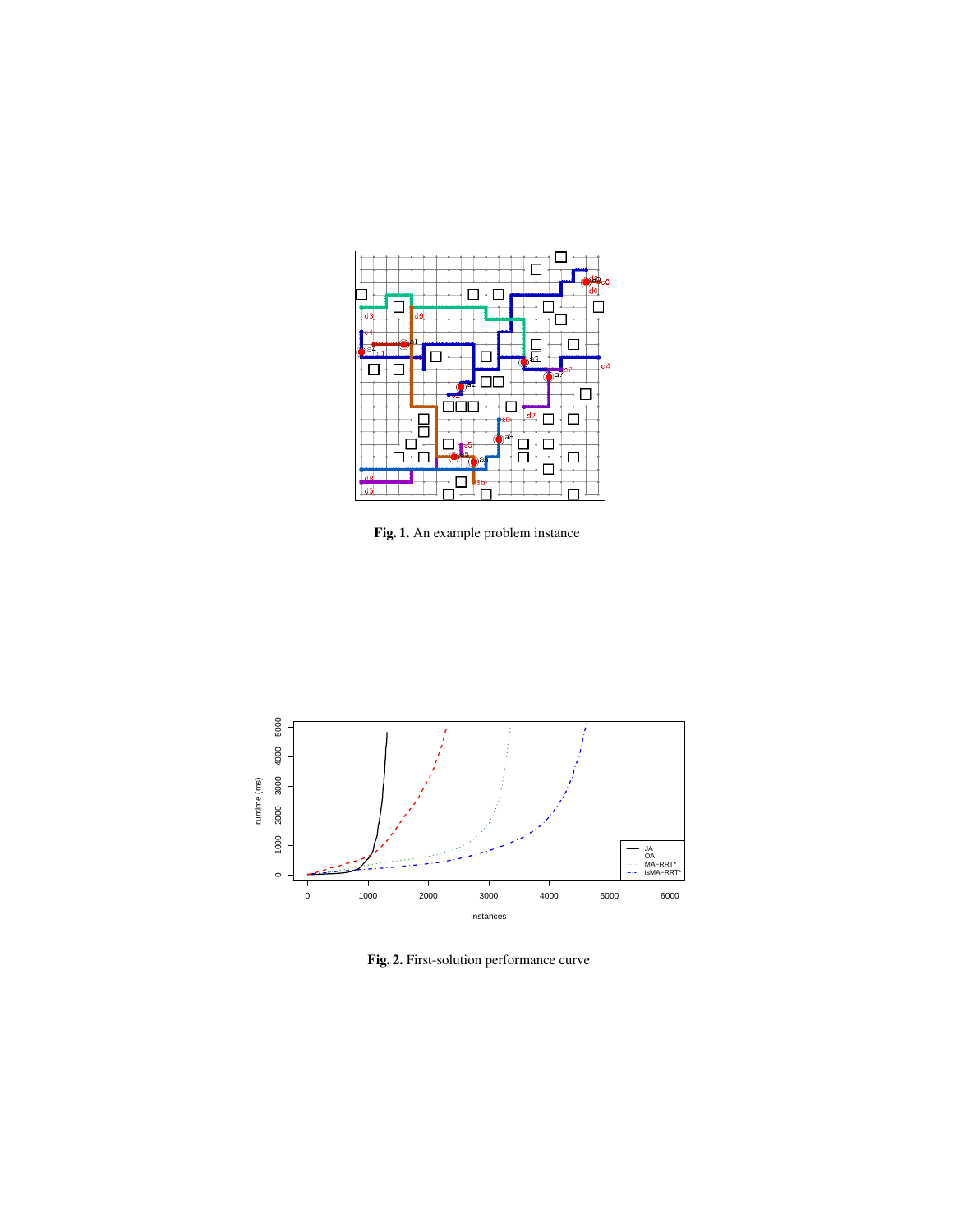**Fig. 1.** An example problem instance

**Fig. 2.** First-solution performance curve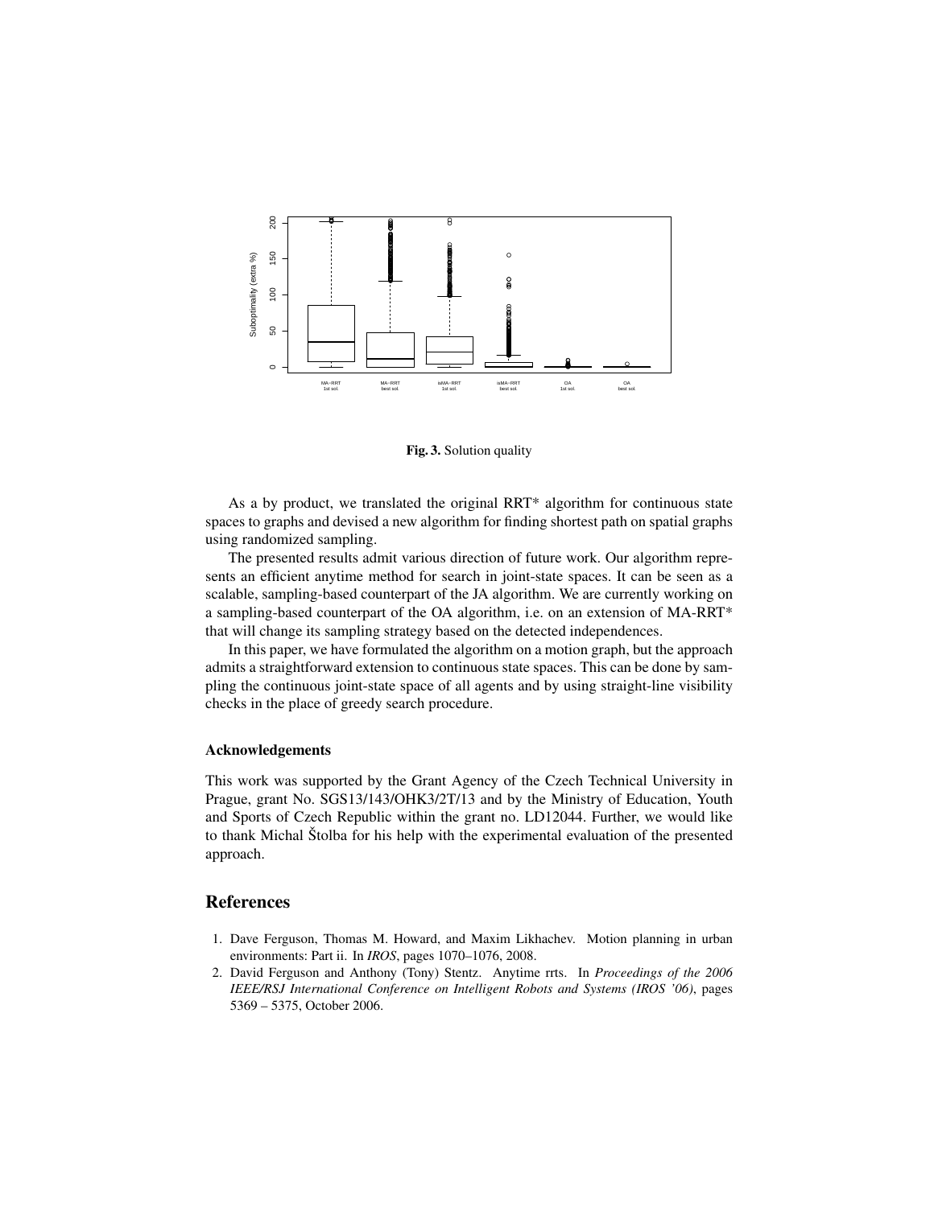**Fig. 3.** Solution quality

As a by product, we translated the original RRT* algorithm for continuous state spaces to graphs and devised a new algorithm for finding shortest path on spatial graphs using randomized sampling.

The presented results admit various direction of future work. Our algorithm represents an efficient anytime method for search in joint-state spaces. It can be seen as a scalable, sampling-based counterpart of the JA algorithm. We are currently working on a sampling-based counterpart of the OA algorithm, i.e. on an extension of MA-RRT* that will change its sampling strategy based on the detected independences.

In this paper, we have formulated the algorithm on a motion graph, but the approach admits a straightforward extension to continuous state spaces. This can be done by sampling the continuous joint-state space of all agents and by using straight-line visibility checks in the place of greedy search procedure.

### Acknowledgements

This work was supported by the Grant Agency of the Czech Technical University in Prague, grant No. SGS13/143/OHK3/2T/13 and by the Ministry of Education, Youth and Sports of Czech Republic within the grant no. LD12044. Further, we would like to thank Michal Štolba for his help with the experimental evaluation of the presented approach.

## References

1. Dave Ferguson, Thomas M. Howard, and Maxim Likhachev. Motion planning in urban environments: Part ii. In *IROS*, pages 1070–1076, 2008.
2. David Ferguson and Anthony (Tony) Stentz. Anytime rrts. In *Proceedings of the 2006 IEEE/RSJ International Conference on Intelligent Robots and Systems (IROS '06)*, pages 5369 – 5375, October 2006.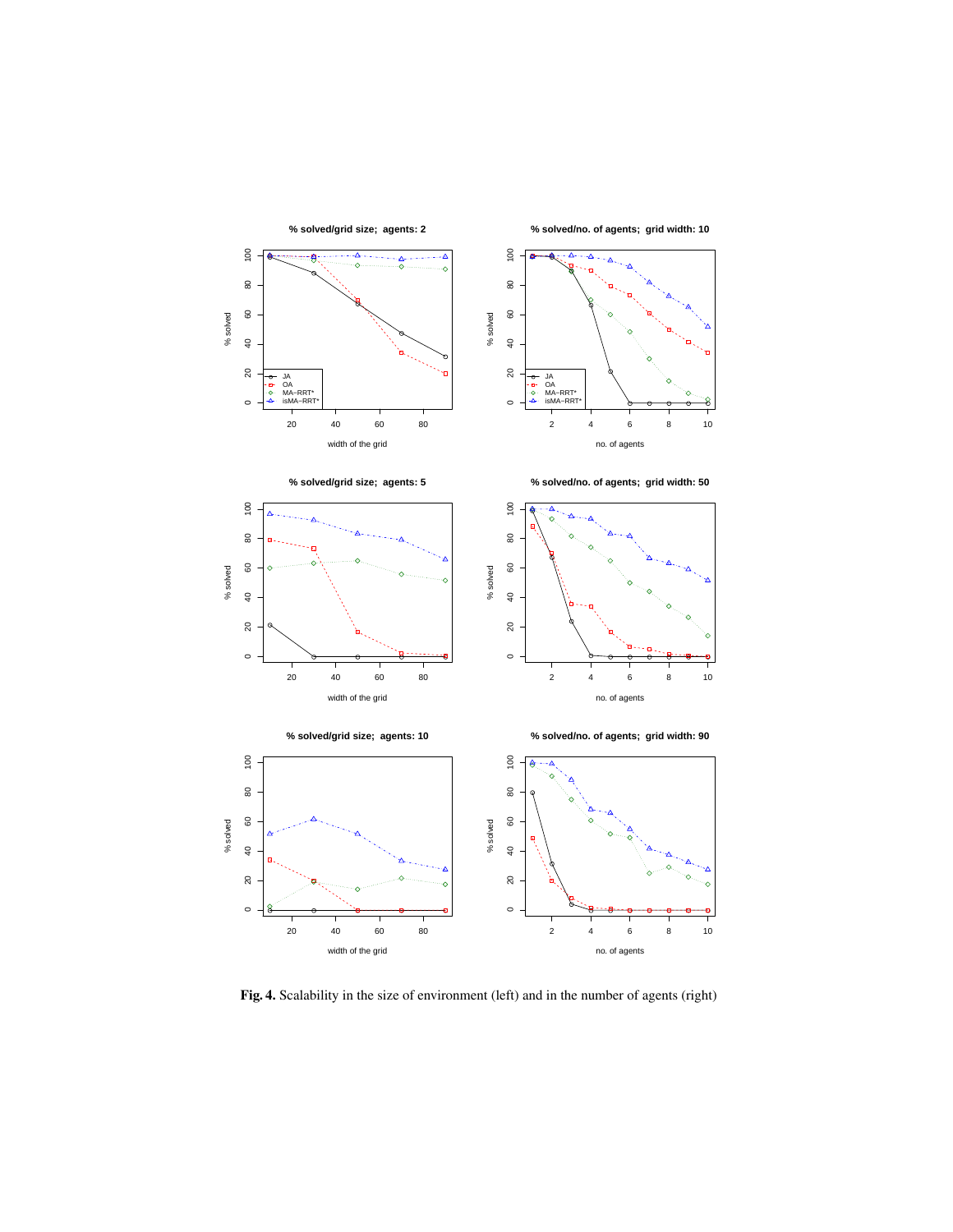**Fig. 4.** Scalability in the size of environment (left) and in the number of agents (right)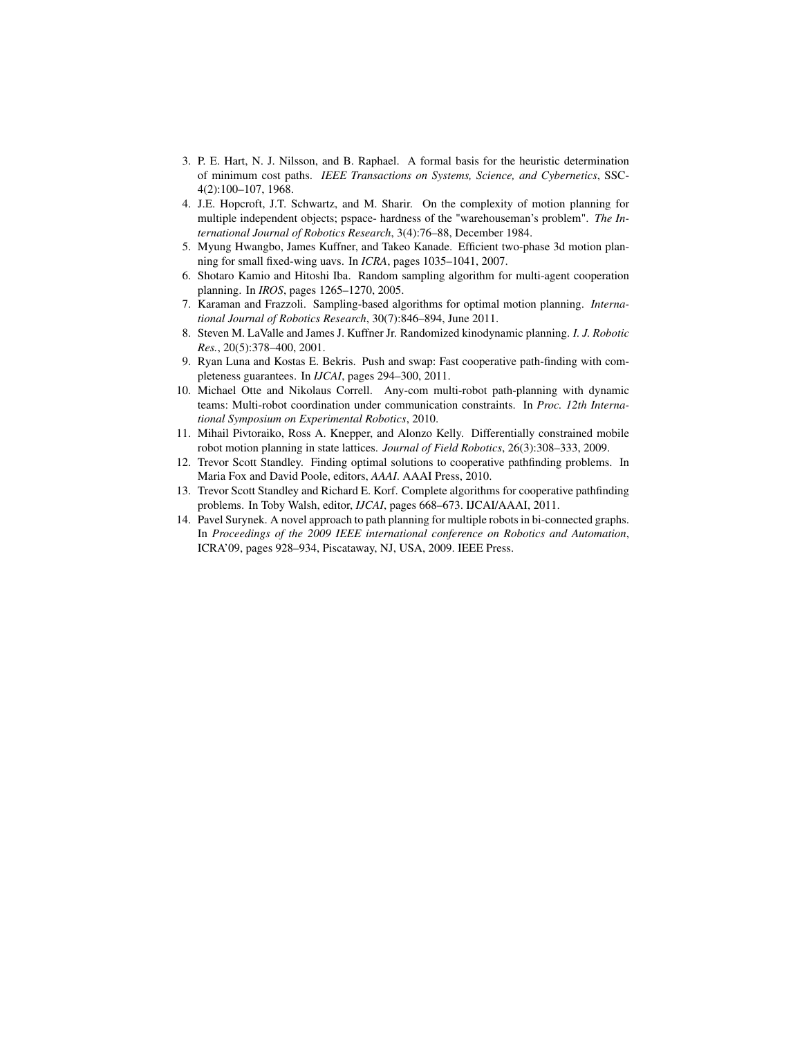3. P. E. Hart, N. J. Nilsson, and B. Raphael. A formal basis for the heuristic determination of minimum cost paths. *IEEE Transactions on Systems, Science, and Cybernetics*, SSC-4(2):100–107, 1968.
4. J.E. Hopcroft, J.T. Schwartz, and M. Sharir. On the complexity of motion planning for multiple independent objects; pspace- hardness of the "warehouseman's problem". *The International Journal of Robotics Research*, 3(4):76–88, December 1984.
5. Myung Hwangbo, James Kuffner, and Takeo Kanade. Efficient two-phase 3d motion planning for small fixed-wing uavs. In *ICRA*, pages 1035–1041, 2007.
6. Shotaro Kamio and Hitoshi Iba. Random sampling algorithm for multi-agent cooperation planning. In *IROS*, pages 1265–1270, 2005.
7. Karaman and Frazzoli. Sampling-based algorithms for optimal motion planning. *International Journal of Robotics Research*, 30(7):846–894, June 2011.
8. Steven M. LaValle and James J. Kuffner Jr. Randomized kinodynamic planning. *I. J. Robotic Res.*, 20(5):378–400, 2001.
9. Ryan Luna and Kostas E. Bekris. Push and swap: Fast cooperative path-finding with completeness guarantees. In *IJCAI*, pages 294–300, 2011.
10. Michael Otte and Nikolaus Correll. Any-com multi-robot path-planning with dynamic teams: Multi-robot coordination under communication constraints. In *Proc. 12th International Symposium on Experimental Robotics*, 2010.
11. Mihail Pivtoraiko, Ross A. Knepper, and Alonzo Kelly. Differentially constrained mobile robot motion planning in state lattices. *Journal of Field Robotics*, 26(3):308–333, 2009.
12. Trevor Scott Standley. Finding optimal solutions to cooperative pathfinding problems. In Maria Fox and David Poole, editors, *AAAI*. AAAI Press, 2010.
13. Trevor Scott Standley and Richard E. Korf. Complete algorithms for cooperative pathfinding problems. In Toby Walsh, editor, *IJCAI*, pages 668–673. IJCAI/AAAI, 2011.
14. Pavel Surynek. A novel approach to path planning for multiple robots in bi-connected graphs. In *Proceedings of the 2009 IEEE international conference on Robotics and Automation*, ICRA'09, pages 928–934, Piscataway, NJ, USA, 2009. IEEE Press.